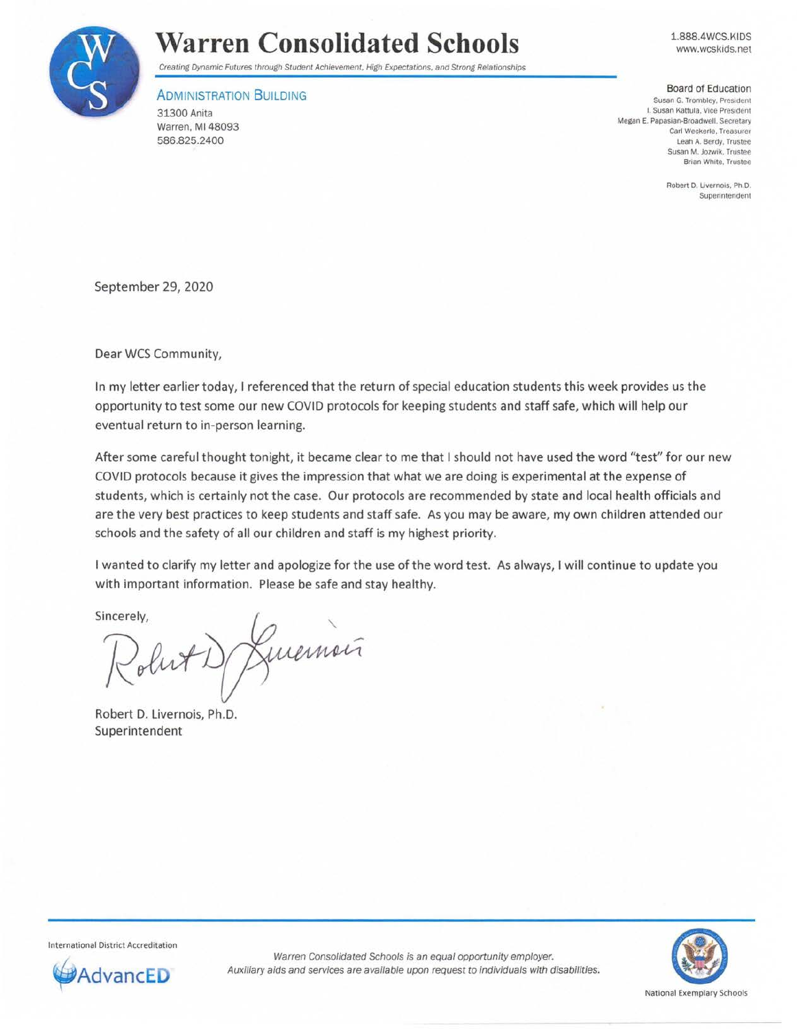# Warren Consolidated Schools

*Creating Dynamic Futures through Student Achievement, High Expectations, and Strong Relationships*

1.888.4WCS.KIDS
www.wcskids.net

**ADMINISTRATION BUILDING**
31300 Anita
Warren, MI 48093
586.825.2400

**Board of Education**
Susan G. Trombley, President
I. Susan Kattula, Vice President
Megan E. Papasian-Broadwell, Secretary
Carl Weckerle, Treasurer
Leah A. Berdy, Trustee
Susan M. Jozwik, Trustee
Brian White, Trustee

Robert D. Livernois, Ph.D.
Superintendent

September 29, 2020

Dear WCS Community,

In my letter earlier today, I referenced that the return of special education students this week provides us the opportunity to test some our new COVID protocols for keeping students and staff safe, which will help our eventual return to in-person learning.

After some careful thought tonight, it became clear to me that I should not have used the word "test" for our new COVID protocols because it gives the impression that what we are doing is experimental at the expense of students, which is certainly not the case. Our protocols are recommended by state and local health officials and are the very best practices to keep students and staff safe. As you may be aware, my own children attended our schools and the safety of all our children and staff is my highest priority.

I wanted to clarify my letter and apologize for the use of the word test. As always, I will continue to update you with important information. Please be safe and stay healthy.

Sincerely,

Robert D. Livernois, Ph.D.
Superintendent

International District Accreditation
AdvancED

*Warren Consolidated Schools is an equal opportunity employer.*
*Auxiliary aids and services are available upon request to individuals with disabilities.*

National Exemplary Schools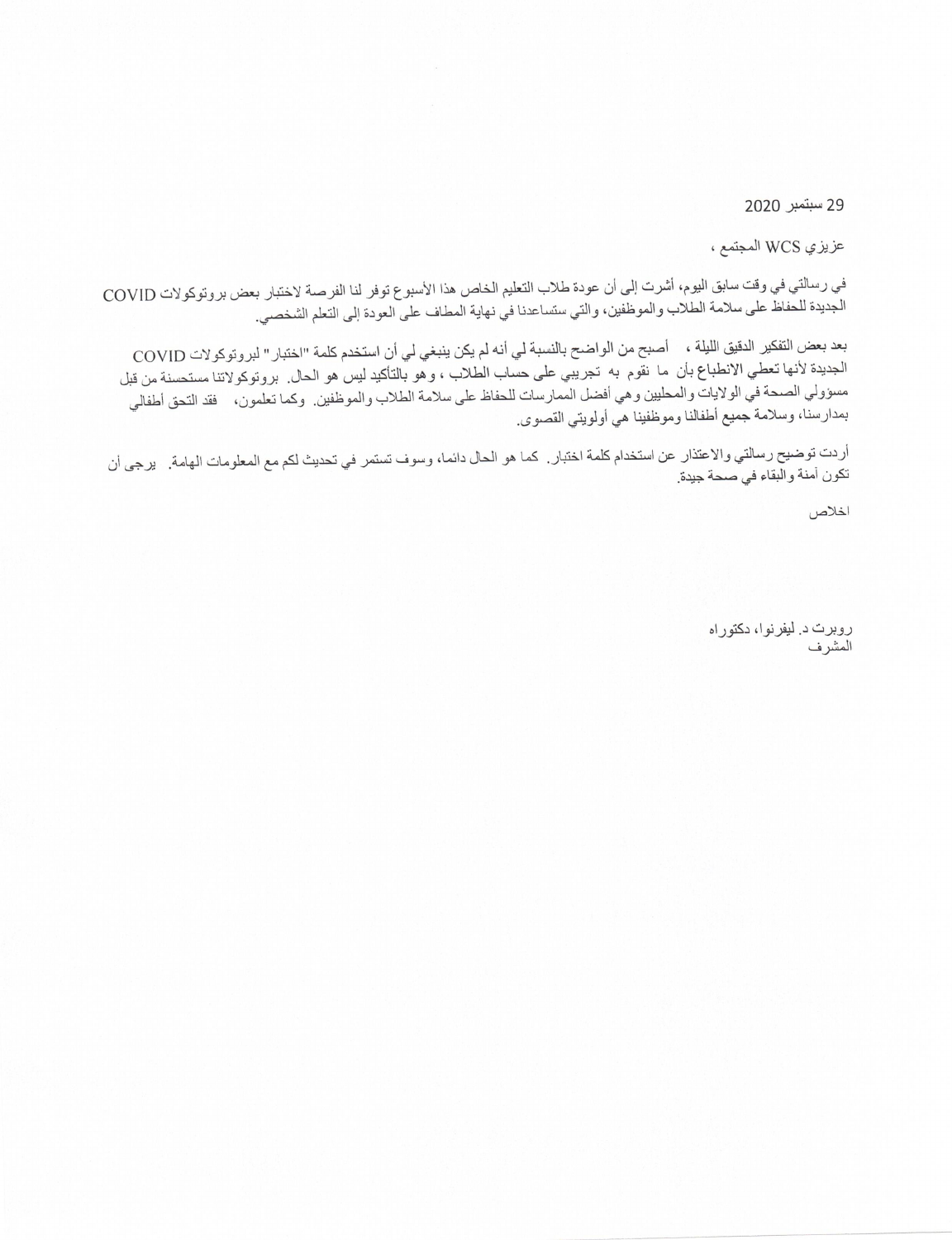29 سبتمبر 2020

عزيزي WCS المجتمع ،

في رسالتي في وقت سابق اليوم، أشرت إلى أن عودة طلاب التعليم الخاص هذا الأسبوع توفر لنا الفرصة لاختبار بعض بروتوكولات COVID الجديدة للحفاظ على سلامة الطلاب والموظفين، والتي ستساعدنا في نهاية المطاف على العودة إلى التعلم الشخصي.

بعد بعض التفكير الدقيق الليلة ، أصبح من الواضح بالنسبة لي أنه لم يكن ينبغي لي أن استخدم كلمة "اختبار" لبروتوكولات COVID الجديدة لأنها تعطي الانطباع بأن ما نقوم به تجريبي على حساب الطلاب ، وهو بالتأكيد ليس هو الحال. بروتوكولاتنا مستحسنة من قبل مسؤولي الصحة في الولايات والمحليين وهي أفضل الممارسات للحفاظ على سلامة الطلاب والموظفين. وكما تعلمون، فقد التحق أطفالي بمدارسنا، وسلامة جميع أطفالنا وموظفينا هي أولويتي القصوى.

أردت توضيح رسالتي والاعتذار عن استخدام كلمة اختبار. كما هو الحال دائما، وسوف تستمر في تحديث لكم مع المعلومات الهامة. يرجى أن تكون آمنة والبقاء في صحة جيدة.

اخلاص

روبرت د. ليفرنوا، دكتوراه
المشرف